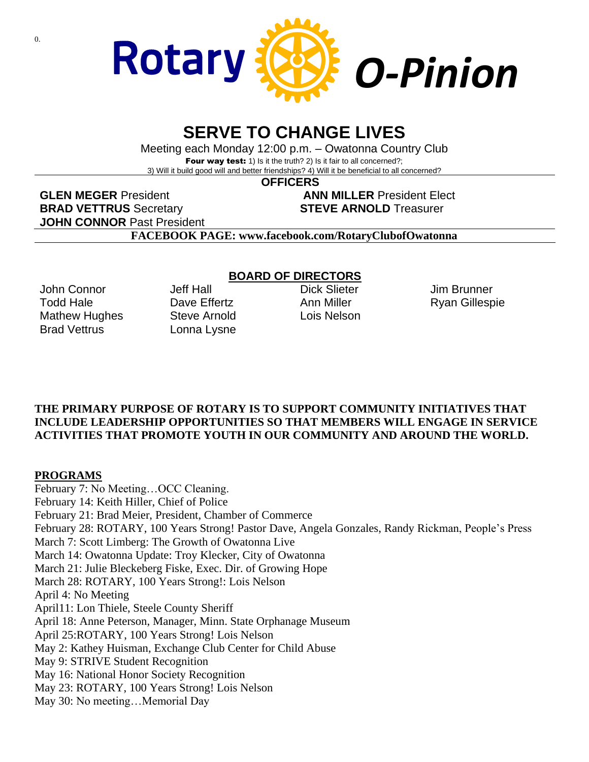0.

# Rotary O-Pinion

## SERVE TO CHANGE LIVES

Meeting each Monday 12:00 p.m. – Owatonna Country Club

**Four way test:** 1) Is it the truth? 2) Is it fair to all concerned?; 3) Will it build good will and better friendships? 4) Will it be beneficial to all concerned?

### OFFICERS

**GLEN MEGER** President
**ANN MILLER** President Elect
**BRAD VETTRUS** Secretary
**STEVE ARNOLD** Treasurer
**JOHN CONNOR** Past President

**FACEBOOK PAGE: www.facebook.com/RotaryClubofOwatonna**

### BOARD OF DIRECTORS

John Connor
Todd Hale
Mathew Hughes
Brad Vettrus
Jeff Hall
Dave Effertz
Steve Arnold
Lonna Lysne
Dick Slieter
Ann Miller
Lois Nelson
Jim Brunner
Ryan Gillespie

**THE PRIMARY PURPOSE OF ROTARY IS TO SUPPORT COMMUNITY INITIATIVES THAT INCLUDE LEADERSHIP OPPORTUNITIES SO THAT MEMBERS WILL ENGAGE IN SERVICE ACTIVITIES THAT PROMOTE YOUTH IN OUR COMMUNITY AND AROUND THE WORLD.**

### PROGRAMS

February 7: No Meeting…OCC Cleaning.
February 14: Keith Hiller, Chief of Police
February 21: Brad Meier, President, Chamber of Commerce
February 28: ROTARY, 100 Years Strong! Pastor Dave, Angela Gonzales, Randy Rickman, People's Press
March 7: Scott Limberg: The Growth of Owatonna Live
March 14: Owatonna Update: Troy Klecker, City of Owatonna
March 21: Julie Bleckeberg Fiske, Exec. Dir. of Growing Hope
March 28: ROTARY, 100 Years Strong!: Lois Nelson
April 4: No Meeting
April11: Lon Thiele, Steele County Sheriff
April 18: Anne Peterson, Manager, Minn. State Orphanage Museum
April 25:ROTARY, 100 Years Strong! Lois Nelson
May 2: Kathey Huisman, Exchange Club Center for Child Abuse
May 9: STRIVE Student Recognition
May 16: National Honor Society Recognition
May 23: ROTARY, 100 Years Strong! Lois Nelson
May 30: No meeting…Memorial Day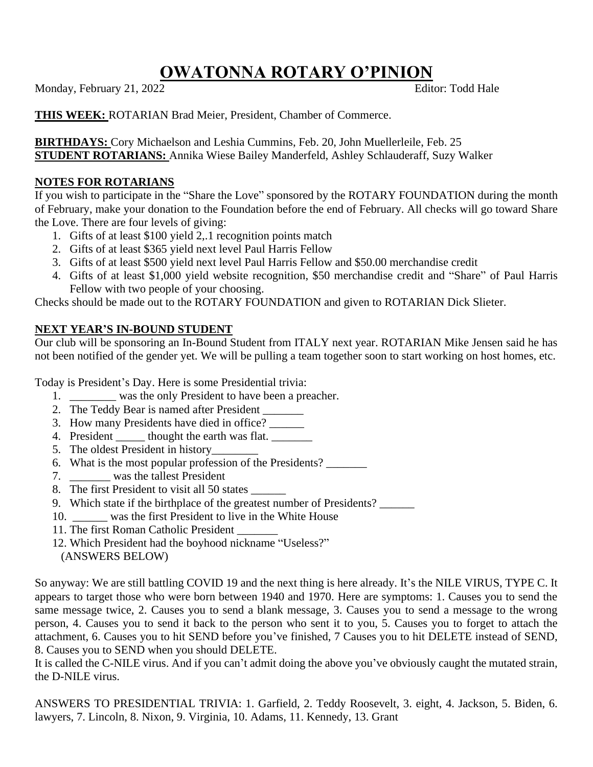# OWATONNA ROTARY O'PINION

Monday, February 21, 2022 Editor: Todd Hale

**THIS WEEK:** ROTARIAN Brad Meier, President, Chamber of Commerce.

**BIRTHDAYS:** Cory Michaelson and Leshia Cummins, Feb. 20, John Muellerleile, Feb. 25
**STUDENT ROTARIANS:** Annika Wiese Bailey Manderfeld, Ashley Schlauderaff, Suzy Walker

**NOTES FOR ROTARIANS**

If you wish to participate in the "Share the Love" sponsored by the ROTARY FOUNDATION during the month of February, make your donation to the Foundation before the end of February. All checks will go toward Share the Love. There are four levels of giving:

1. Gifts of at least $100 yield 2,.1 recognition points match
2. Gifts of at least $365 yield next level Paul Harris Fellow
3. Gifts of at least $500 yield next level Paul Harris Fellow and $50.00 merchandise credit
4. Gifts of at least $1,000 yield website recognition, $50 merchandise credit and "Share" of Paul Harris Fellow with two people of your choosing.

Checks should be made out to the ROTARY FOUNDATION and given to ROTARIAN Dick Slieter.

**NEXT YEAR'S IN-BOUND STUDENT**

Our club will be sponsoring an In-Bound Student from ITALY next year. ROTARIAN Mike Jensen said he has not been notified of the gender yet. We will be pulling a team together soon to start working on host homes, etc.

Today is President's Day. Here is some Presidential trivia:

1. ________ was the only President to have been a preacher.
2. The Teddy Bear is named after President _______
3. How many Presidents have died in office? ______
4. President _____ thought the earth was flat. _______
5. The oldest President in history________
6. What is the most popular profession of the Presidents? _______
7. _______ was the tallest President
8. The first President to visit all 50 states ______
9. Which state if the birthplace of the greatest number of Presidents? ______
10. ______ was the first President to live in the White House
11. The first Roman Catholic President _______
12. Which President had the boyhood nickname "Useless?"

(ANSWERS BELOW)

So anyway: We are still battling COVID 19 and the next thing is here already. It's the NILE VIRUS, TYPE C. It appears to target those who were born between 1940 and 1970. Here are symptoms: 1. Causes you to send the same message twice, 2. Causes you to send a blank message, 3. Causes you to send a message to the wrong person, 4. Causes you to send it back to the person who sent it to you, 5. Causes you to forget to attach the attachment, 6. Causes you to hit SEND before you've finished, 7 Causes you to hit DELETE instead of SEND, 8. Causes you to SEND when you should DELETE.

It is called the C-NILE virus. And if you can't admit doing the above you've obviously caught the mutated strain, the D-NILE virus.

ANSWERS TO PRESIDENTIAL TRIVIA: 1. Garfield, 2. Teddy Roosevelt, 3. eight, 4. Jackson, 5. Biden, 6. lawyers, 7. Lincoln, 8. Nixon, 9. Virginia, 10. Adams, 11. Kennedy, 13. Grant